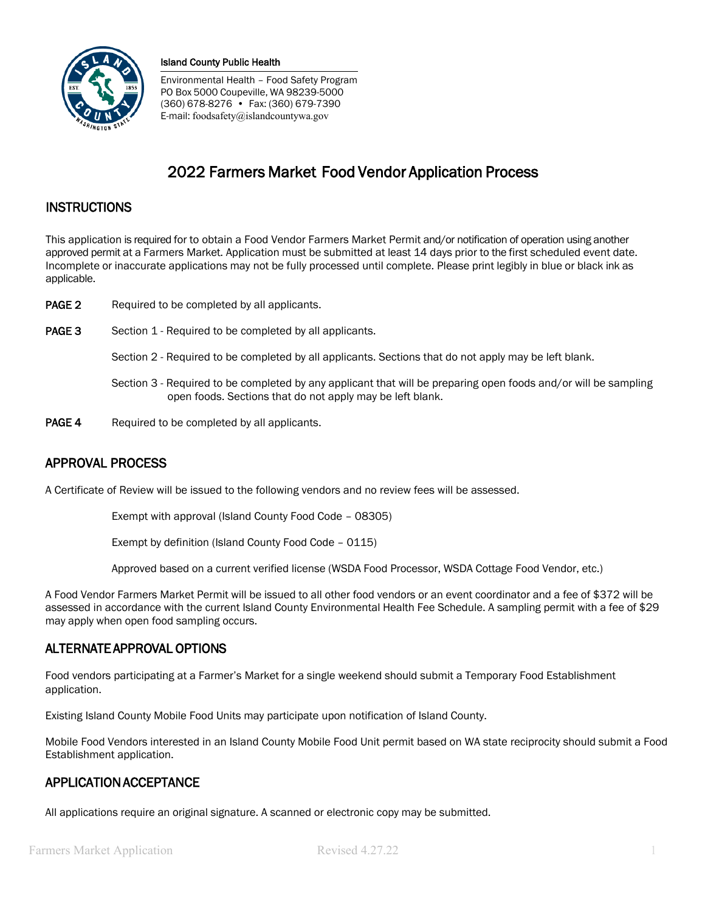**Island County Public Health**

Environmental Health – Food Safety Program
PO Box 5000 Coupeville, WA 98239-5000
(360) 678-8276 • Fax: (360) 679-7390
E-mail: foodsafety@islandcountywa.gov

# 2022 Farmers Market Food Vendor Application Process

## INSTRUCTIONS

This application is required for to obtain a Food Vendor Farmers Market Permit and/or notification of operation using another approved permit at a Farmers Market. Application must be submitted at least 14 days prior to the first scheduled event date. Incomplete or inaccurate applications may not be fully processed until complete. Please print legibly in blue or black ink as applicable.

**PAGE 2** Required to be completed by all applicants.

**PAGE 3** Section 1 - Required to be completed by all applicants.

Section 2 - Required to be completed by all applicants. Sections that do not apply may be left blank.

Section 3 - Required to be completed by any applicant that will be preparing open foods and/or will be sampling open foods. Sections that do not apply may be left blank.

**PAGE 4** Required to be completed by all applicants.

## APPROVAL PROCESS

A Certificate of Review will be issued to the following vendors and no review fees will be assessed.

Exempt with approval (Island County Food Code – 08305)

Exempt by definition (Island County Food Code – 0115)

Approved based on a current verified license (WSDA Food Processor, WSDA Cottage Food Vendor, etc.)

A Food Vendor Farmers Market Permit will be issued to all other food vendors or an event coordinator and a fee of $372 will be assessed in accordance with the current Island County Environmental Health Fee Schedule. A sampling permit with a fee of $29 may apply when open food sampling occurs.

## ALTERNATE APPROVAL OPTIONS

Food vendors participating at a Farmer's Market for a single weekend should submit a Temporary Food Establishment application.

Existing Island County Mobile Food Units may participate upon notification of Island County.

Mobile Food Vendors interested in an Island County Mobile Food Unit permit based on WA state reciprocity should submit a Food Establishment application.

## APPLICATION ACCEPTANCE

All applications require an original signature. A scanned or electronic copy may be submitted.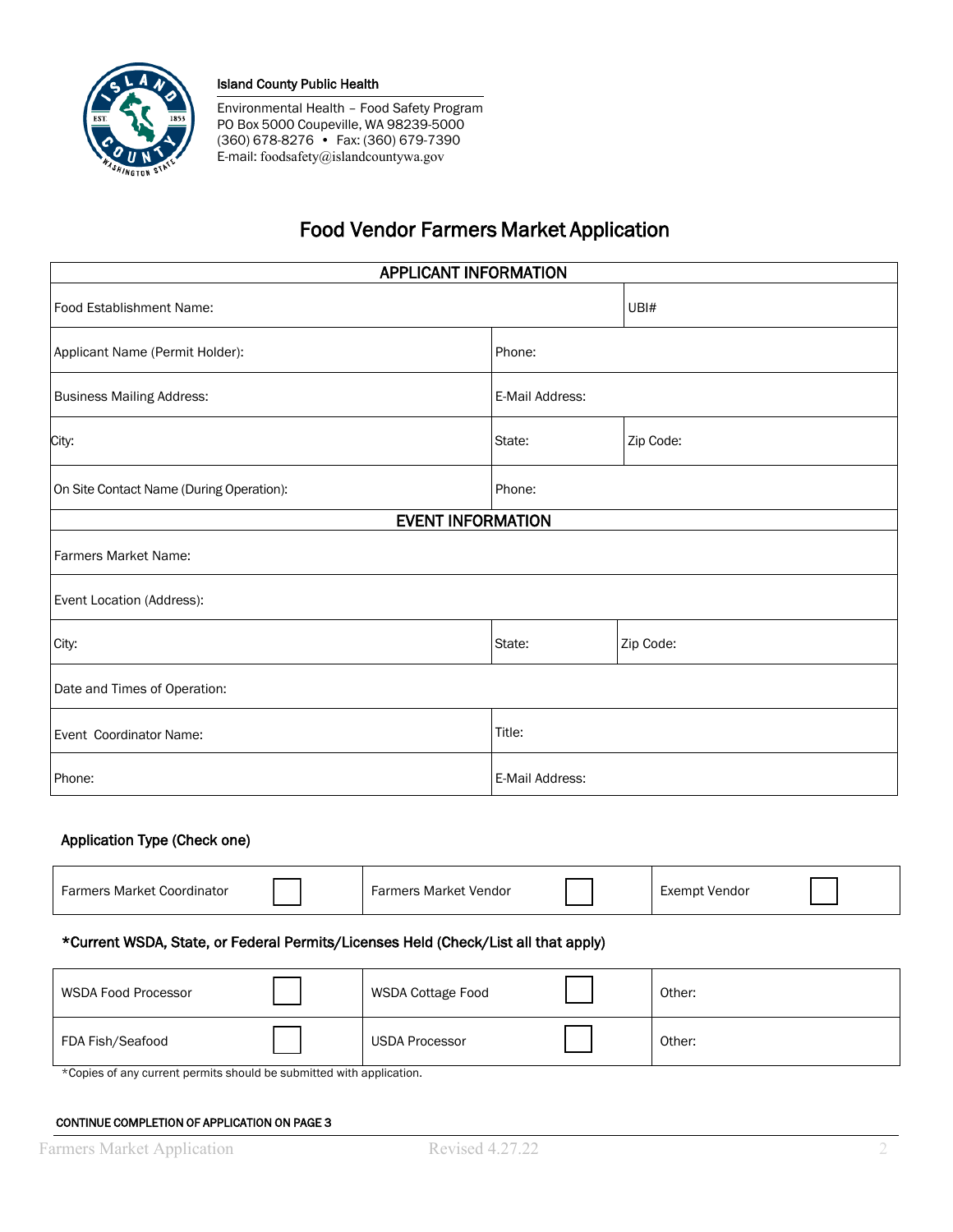Island County Public Health

Environmental Health – Food Safety Program
PO Box 5000 Coupeville, WA 98239-5000
(360) 678-8276 • Fax: (360) 679-7390
E-mail: foodsafety@islandcountywa.gov

# Food Vendor Farmers Market Application

| APPLICANT INFORMATION | | |
|---|---|---|
| Food Establishment Name: | | UBI# |
| Applicant Name (Permit Holder): | Phone: | |
| Business Mailing Address: | E-Mail Address: | |
| City: | State: | Zip Code: |
| On Site Contact Name (During Operation): | Phone: | |
| **EVENT INFORMATION** | | |
| Farmers Market Name: | | |
| Event Location (Address): | | |
| City: | State: | Zip Code: |
| Date and Times of Operation: | | |
| Event Coordinator Name: | Title: | |
| Phone: | E-Mail Address: | |

### Application Type (Check one)

| Farmers Market Coordinator | ☐ | Farmers Market Vendor | ☐ | Exempt Vendor | ☐ |
|---|---|---|---|---|---|

### *Current WSDA, State, or Federal Permits/Licenses Held (Check/List all that apply)

| WSDA Food Processor | ☐ | WSDA Cottage Food | ☐ | Other: |
|---|---|---|---|---|
| FDA Fish/Seafood | ☐ | USDA Processor | ☐ | Other: |

*Copies of any current permits should be submitted with application.

**CONTINUE COMPLETION OF APPLICATION ON PAGE 3**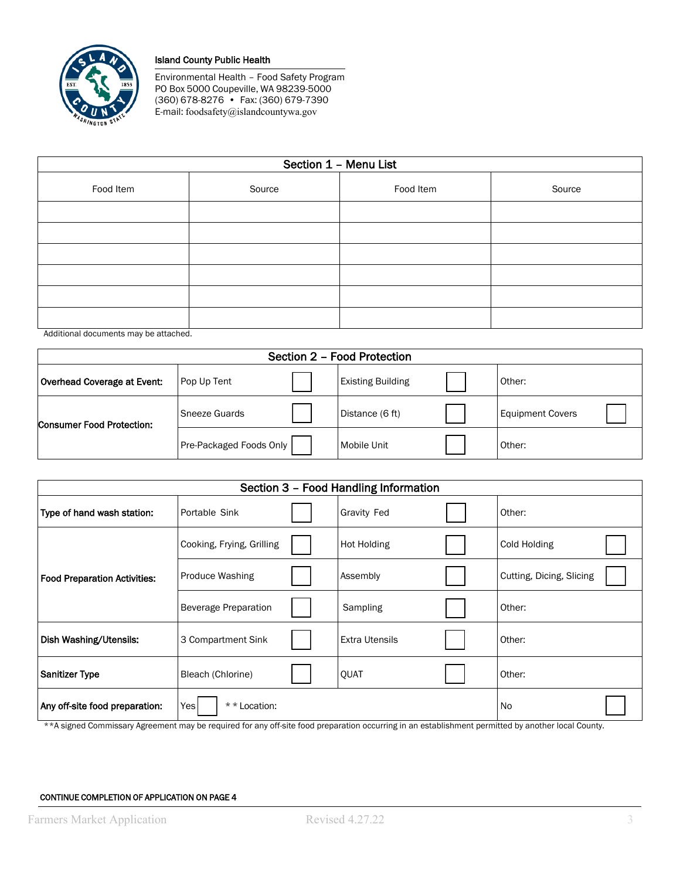**Island County Public Health**

Environmental Health – Food Safety Program
PO Box 5000 Coupeville, WA 98239-5000
(360) 678-8276 • Fax: (360) 679-7390
E-mail: foodsafety@islandcountywa.gov

| Section 1 – Menu List | | | |
|---|---|---|---|
| Food Item | Source | Food Item | Source |
| | | | |
| | | | |
| | | | |
| | | | |
| | | | |
| | | | |

Additional documents may be attached.

| Section 2 – Food Protection | | | |
|---|---|---|---|
| **Overhead Coverage at Event:** | Pop Up Tent ☐ | Existing Building ☐ | Other: |
| **Consumer Food Protection:** | Sneeze Guards ☐ | Distance (6 ft) ☐ | Equipment Covers ☐ |
| | Pre-Packaged Foods Only ☐ | Mobile Unit ☐ | Other: |

| Section 3 – Food Handling Information | | | |
|---|---|---|---|
| **Type of hand wash station:** | Portable Sink ☐ | Gravity Fed ☐ | Other: |
| **Food Preparation Activities:** | Cooking, Frying, Grilling ☐ | Hot Holding ☐ | Cold Holding ☐ |
| | Produce Washing ☐ | Assembly ☐ | Cutting, Dicing, Slicing ☐ |
| | Beverage Preparation ☐ | Sampling ☐ | Other: |
| **Dish Washing/Utensils:** | 3 Compartment Sink ☐ | Extra Utensils ☐ | Other: |
| **Sanitizer Type** | Bleach (Chlorine) ☐ | QUAT ☐ | Other: |
| **Any off-site food preparation:** | Yes ☐ * * Location: | | No ☐ |

**A signed Commissary Agreement may be required for any off-site food preparation occurring in an establishment permitted by another local County.

**CONTINUE COMPLETION OF APPLICATION ON PAGE 4**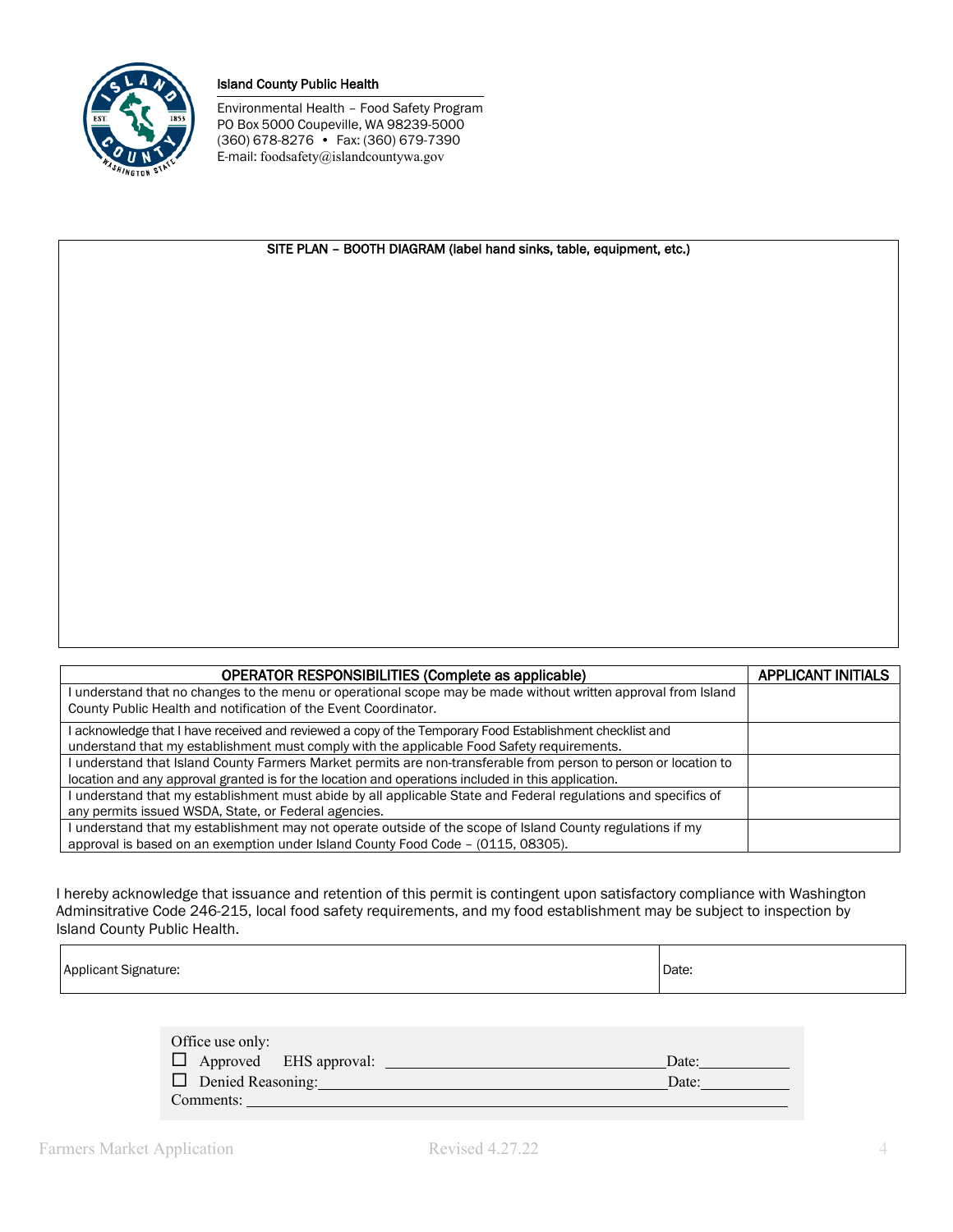**Island County Public Health**

Environmental Health – Food Safety Program
PO Box 5000 Coupeville, WA 98239-5000
(360) 678-8276 • Fax: (360) 679-7390
E-mail: foodsafety@islandcountywa.gov

| SITE PLAN – BOOTH DIAGRAM (label hand sinks, table, equipment, etc.) |
|---|
| |

| OPERATOR RESPONSIBILITIES (Complete as applicable) | APPLICANT INITIALS |
|---|---|
| I understand that no changes to the menu or operational scope may be made without written approval from Island County Public Health and notification of the Event Coordinator. | |
| I acknowledge that I have received and reviewed a copy of the Temporary Food Establishment checklist and understand that my establishment must comply with the applicable Food Safety requirements. | |
| I understand that Island County Farmers Market permits are non-transferable from person to person or location to location and any approval granted is for the location and operations included in this application. | |
| I understand that my establishment must abide by all applicable State and Federal regulations and specifics of any permits issued WSDA, State, or Federal agencies. | |
| I understand that my establishment may not operate outside of the scope of Island County regulations if my approval is based on an exemption under Island County Food Code – (0115, 08305). | |

I hereby acknowledge that issuance and retention of this permit is contingent upon satisfactory compliance with Washington Adminsitrative Code 246-215, local food safety requirements, and my food establishment may be subject to inspection by Island County Public Health.

| Applicant Signature: | Date: |
|---|---|

Office use only:

☐ Approved EHS approval: ______________________ Date: __________

☐ Denied Reasoning: ______________________ Date: __________

Comments: ______________________